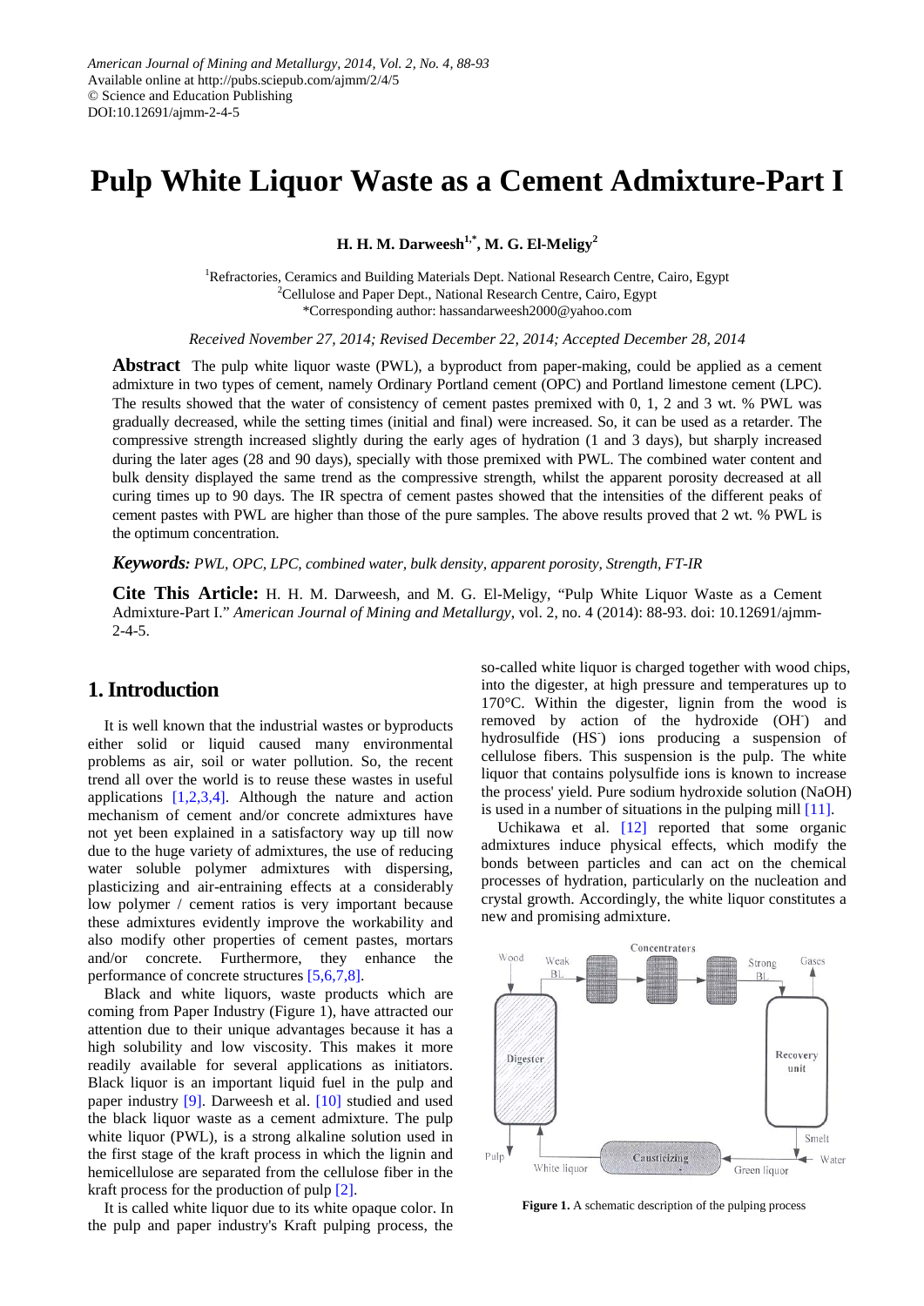American Journal of Mining and Metallurgy, 2014, Vol. 2, No. 4, 88-93
Available online at http://pubs.sciepub.com/ajmm/2/4/5
© Science and Education Publishing
DOI:10.12691/ajmm-2-4-5

# Pulp White Liquor Waste as a Cement Admixture-Part I

**H. H. M. Darweesh[1,*], M. G. El-Meligy[2]**

[1]Refractories, Ceramics and Building Materials Dept. National Research Centre, Cairo, Egypt
[2]Cellulose and Paper Dept., National Research Centre, Cairo, Egypt
*Corresponding author: hassandarweesh2000@yahoo.com

*Received November 27, 2014; Revised December 22, 2014; Accepted December 28, 2014*

**Abstract** The pulp white liquor waste (PWL), a byproduct from paper-making, could be applied as a cement admixture in two types of cement, namely Ordinary Portland cement (OPC) and Portland limestone cement (LPC). The results showed that the water of consistency of cement pastes premixed with 0, 1, 2 and 3 wt. % PWL was gradually decreased, while the setting times (initial and final) were increased. So, it can be used as a retarder. The compressive strength increased slightly during the early ages of hydration (1 and 3 days), but sharply increased during the later ages (28 and 90 days), specially with those premixed with PWL. The combined water content and bulk density displayed the same trend as the compressive strength, whilst the apparent porosity decreased at all curing times up to 90 days. The IR spectra of cement pastes showed that the intensities of the different peaks of cement pastes with PWL are higher than those of the pure samples. The above results proved that 2 wt. % PWL is the optimum concentration.

***Keywords:*** *PWL, OPC, LPC, combined water, bulk density, apparent porosity, Strength, FT-IR*

**Cite This Article:** H. H. M. Darweesh, and M. G. El-Meligy, "Pulp White Liquor Waste as a Cement Admixture-Part I." *American Journal of Mining and Metallurgy*, vol. 2, no. 4 (2014): 88-93. doi: 10.12691/ajmm-2-4-5.

## 1. Introduction

It is well known that the industrial wastes or byproducts either solid or liquid caused many environmental problems as air, soil or water pollution. So, the recent trend all over the world is to reuse these wastes in useful applications [1,2,3,4]. Although the nature and action mechanism of cement and/or concrete admixtures have not yet been explained in a satisfactory way up till now due to the huge variety of admixtures, the use of reducing water soluble polymer admixtures with dispersing, plasticizing and air-entraining effects at a considerably low polymer / cement ratios is very important because these admixtures evidently improve the workability and also modify other properties of cement pastes, mortars and/or concrete. Furthermore, they enhance the performance of concrete structures [5,6,7,8].

Black and white liquors, waste products which are coming from Paper Industry (Figure 1), have attracted our attention due to their unique advantages like it has a high solubility and low viscosity. This makes it more readily available for several applications as initiators. Black liquor is an important liquid fuel in the pulp and paper industry [9]. Darweesh et al. [10] studied and used the black liquor waste as a cement admixture. The pulp white liquor (PWL), is a strong alkaline solution used in the first stage of the kraft process in which the lignin and hemicellulose are separated from the cellulose fiber in the kraft process for the production of pulp [2].

It is called white liquor due to its white opaque color. In the pulp and paper industry's Kraft pulping process, the so-called white liquor is charged together with wood chips, into the digester, at high pressure and temperatures up to 170°C. Within the digester, lignin from the wood is removed by action of the hydroxide ($OH^-$) and hydrosulfide ($HS^-$) ions producing a suspension of cellulose fibers. This suspension is the pulp. The white liquor that contains polysulfide ions is known to increase the process' yield. Pure sodium hydroxide solution (NaOH) is used in a number of situations in the pulping mill [11].

Uchikawa et al. [12] reported that some organic admixtures induce physical effects, which modify the bonds between particles and can act on the chemical processes of hydration, particularly on the nucleation and crystal growth. Accordingly, the white liquor constitutes a new and promising admixture.

**Figure 1.** A schematic description of the pulping process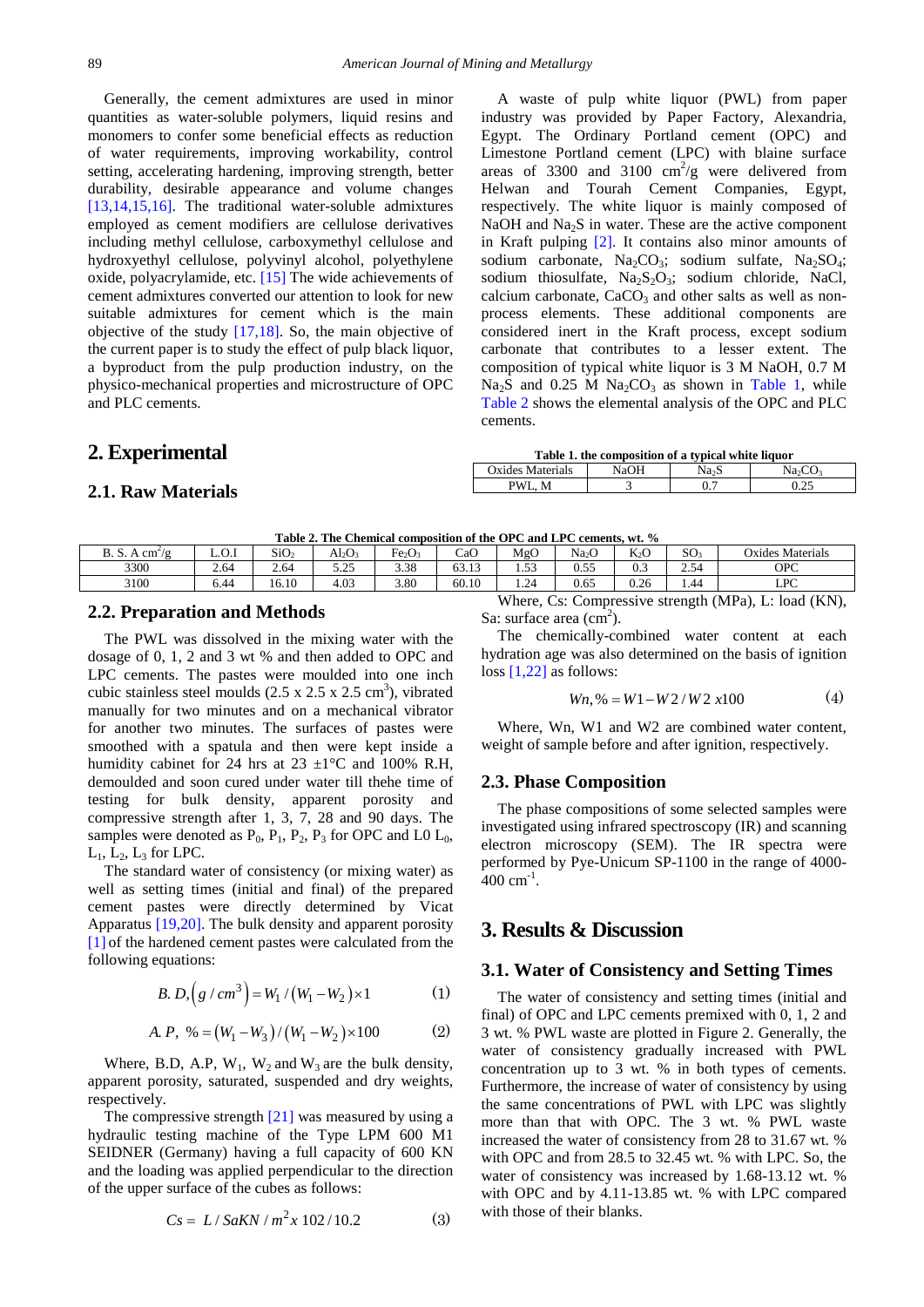Generally, the cement admixtures are used in minor quantities as water-soluble polymers, liquid resins and monomers to confer some beneficial effects as reduction of water requirements, improving workability, control setting, accelerating hardening, improving strength, better durability, desirable appearance and volume changes [13,14,15,16]. The traditional water-soluble admixtures employed as cement modifiers are cellulose derivatives including methyl cellulose, carboxymethyl cellulose and hydroxyethyl cellulose, polyvinyl alcohol, polyethylene oxide, polyacrylamide, etc. [15] The wide achievements of cement admixtures converted our attention to look for new suitable admixtures for cement which is the main objective of the study [17,18]. So, the main objective of the current paper is to study the effect of pulp black liquor, a byproduct from the pulp production industry, on the physico-mechanical properties and microstructure of OPC and PLC cements.

## 2. Experimental

### 2.1. Raw Materials

A waste of pulp white liquor (PWL) from paper industry was provided by Paper Factory, Alexandria, Egypt. The Ordinary Portland cement (OPC) and Limestone Portland cement (LPC) with blaine surface areas of 3300 and 3100 $cm^2/g$ were delivered from Helwan and Tourah Cement Companies, Egypt, respectively. The white liquor is mainly composed of NaOH and $Na_2S$ in water. These are the active component in Kraft pulping [2]. It contains also minor amounts of sodium carbonate, $Na_2CO_3$; sodium sulfate, $Na_2SO_4$; sodium thiosulfate, $Na_2S_2O_3$; sodium chloride, NaCl, calcium carbonate, $CaCO_3$ and other salts as well as non-process elements. These additional components are considered inert in the Kraft process, except sodium carbonate that contributes to a lesser extent. The composition of typical white liquor is 3 M NaOH, 0.7 M $Na_2S$ and 0.25 M $Na_2CO_3$ as shown in Table 1, while Table 2 shows the elemental analysis of the OPC and PLC cements.

**Table 1. the composition of a typical white liquor**

| Oxides Materials | NaOH | $Na_2S$ | $Na_2CO_3$ |
|---|---|---|---|
| PWL, M | 3 | 0.7 | 0.25 |

**Table 2. The Chemical composition of the OPC and LPC cements, wt. %**

| B. S. A $cm^2/g$ | L.O.I | $SiO_2$ | $Al_2O_3$ | $Fe_2O_3$ | CaO | MgO | $Na_2O$ | $K_2O$ | $SO_3$ | Oxides Materials |
|---|---|---|---|---|---|---|---|---|---|---|
| 3300 | 2.64 | 2.64 | 5.25 | 3.38 | 63.13 | 1.53 | 0.55 | 0.3 | 2.54 | OPC |
| 3100 | 6.44 | 16.10 | 4.03 | 3.80 | 60.10 | 1.24 | 0.65 | 0.26 | 1.44 | LPC |

### 2.2. Preparation and Methods

The PWL was dissolved in the mixing water with the dosage of 0, 1, 2 and 3 wt % and then added to OPC and LPC cements. The pastes were moulded into one inch cubic stainless steel moulds (2.5 x 2.5 x 2.5 $cm^3$), vibrated manually for two minutes and on a mechanical vibrator for another two minutes. The surfaces of pastes were smoothed with a spatula and then were kept inside a humidity cabinet for 24 hrs at 23 ±1°C and 100% R.H, demoulded and soon cured under water till thehe time of testing for bulk density, apparent porosity and compressive strength after 1, 3, 7, 28 and 90 days. The samples were denoted as $P_0$, $P_1$, $P_2$, $P_3$ for OPC and L0 $L_0$, $L_1$, $L_2$, $L_3$ for LPC.

The standard water of consistency (or mixing water) as well as setting times (initial and final) of the prepared cement pastes were directly determined by Vicat Apparatus [19,20]. The bulk density and apparent porosity [1] of the hardened cement pastes were calculated from the following equations:

$$B.\,D,\left(g/cm^3\right) = W_1/\left(W_1 - W_2\right)\times 1 \tag{1}$$

$$A.\,P,\ \% = \left(W_1 - W_3\right)/\left(W_1 - W_2\right)\times 100 \tag{2}$$

Where, B.D, A.P, $W_1$, $W_2$ and $W_3$ are the bulk density, apparent porosity, saturated, suspended and dry weights, respectively.

The compressive strength [21] was measured by using a hydraulic testing machine of the Type LPM 600 M1 SEIDNER (Germany) having a full capacity of 600 KN and the loading was applied perpendicular to the direction of the upper surface of the cubes as follows:

$$Cs = L/SaKN/m^2 x\ 102/10.2 \tag{3}$$

Where, Cs: Compressive strength (MPa), L: load (KN), Sa: surface area ($cm^2$).

The chemically-combined water content at each hydration age was also determined on the basis of ignition loss [1,22] as follows:

$$Wn,\% = W1 - W2/W2\ x100 \tag{4}$$

Where, Wn, W1 and W2 are combined water content, weight of sample before and after ignition, respectively.

### 2.3. Phase Composition

The phase compositions of some selected samples were investigated using infrared spectroscopy (IR) and scanning electron microscopy (SEM). The IR spectra were performed by Pye-Unicum SP-1100 in the range of 4000-400 $cm^{-1}$.

## 3. Results & Discussion

### 3.1. Water of Consistency and Setting Times

The water of consistency and setting times (initial and final) of OPC and LPC cements premixed with 0, 1, 2 and 3 wt. % PWL waste are plotted in Figure 2. Generally, the water of consistency gradually increased with PWL concentration up to 3 wt. % in both types of cements. Furthermore, the increase of water of consistency by using the same concentrations of PWL with LPC was slightly more than that with OPC. The 3 wt. % PWL waste increased the water of consistency from 28 to 31.67 wt. % with OPC and from 28.5 to 32.45 wt. % with LPC. So, the water of consistency was increased by 1.68-13.12 wt. % with OPC and by 4.11-13.85 wt. % with LPC compared with those of their blanks.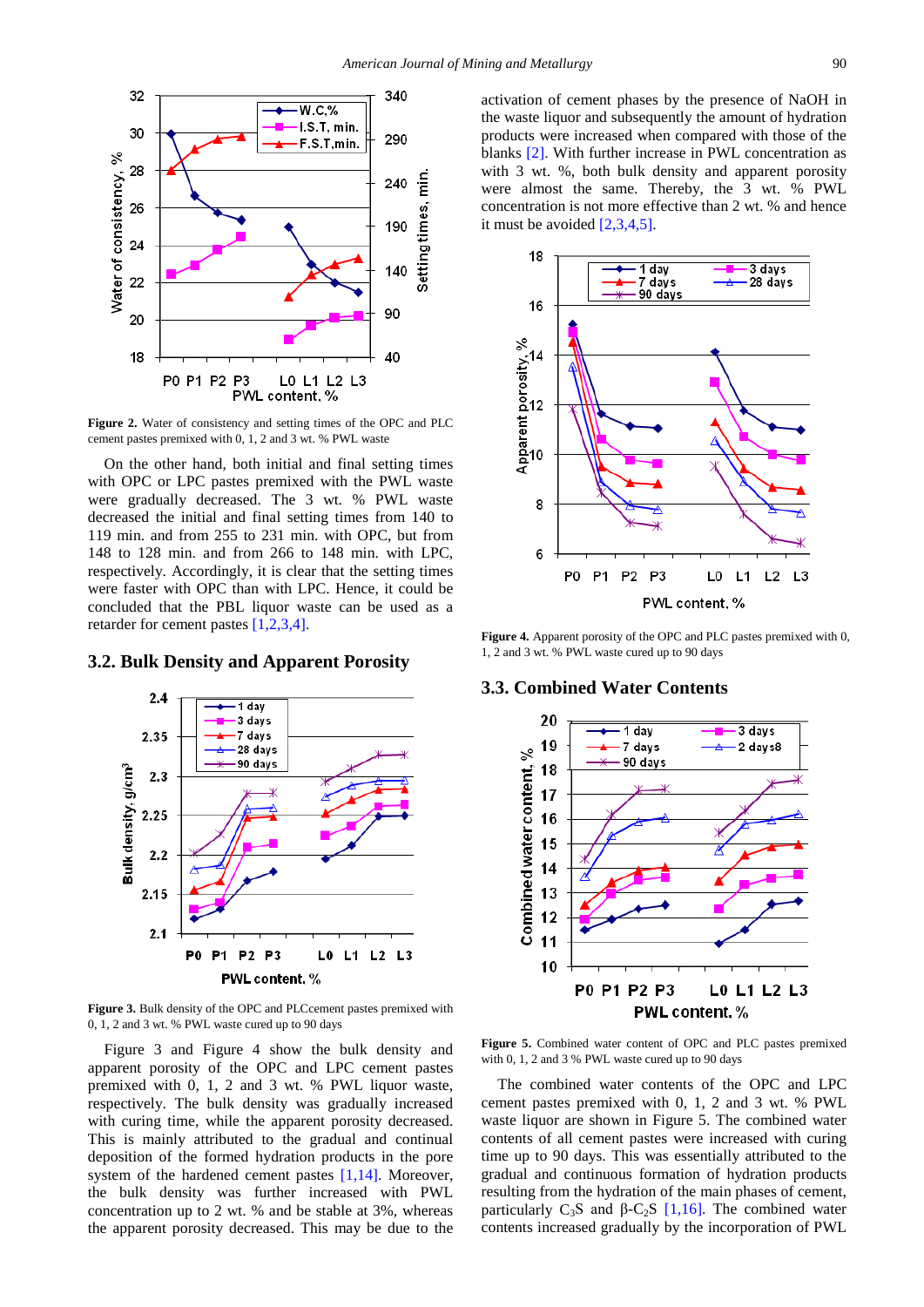Figure 2. Water of consistency and setting times of the OPC and PLC cement pastes premixed with 0, 1, 2 and 3 wt. % PWL waste

On the other hand, both initial and final setting times with OPC or LPC pastes premixed with the PWL waste were gradually decreased. The 3 wt. % PWL waste decreased the initial and final setting times from 140 to 119 min. and from 255 to 231 min. with OPC, but from 148 to 128 min. and from 266 to 148 min. with LPC, respectively. Accordingly, it is clear that the setting times were faster with OPC than with LPC. Hence, it could be concluded that the PBL liquor waste can be used as a retarder for cement pastes [1,2,3,4].

### 3.2. Bulk Density and Apparent Porosity

Figure 3. Bulk density of the OPC and PLCcement pastes premixed with 0, 1, 2 and 3 wt. % PWL waste cured up to 90 days

Figure 3 and Figure 4 show the bulk density and apparent porosity of the OPC and LPC cement pastes premixed with 0, 1, 2 and 3 wt. % PWL liquor waste, respectively. The bulk density was gradually increased with curing time, while the apparent porosity decreased. This is mainly attributed to the gradual and continual deposition of the formed hydration products in the pore system of the hardened cement pastes [1,14]. Moreover, the bulk density was further increased with PWL concentration up to 2 wt. % and be stable at 3%, whereas the apparent porosity decreased. This may be due to the activation of cement phases by the presence of NaOH in the waste liquor and subsequently the amount of hydration products were increased when compared with those of the blanks [2]. With further increase in PWL concentration as with 3 wt. %, both bulk density and apparent porosity were almost the same. Thereby, the 3 wt. % PWL concentration is not more effective than 2 wt. % and hence it must be avoided [2,3,4,5].

Figure 4. Apparent porosity of the OPC and PLC pastes premixed with 0, 1, 2 and 3 wt. % PWL waste cured up to 90 days

### 3.3. Combined Water Contents

Figure 5. Combined water content of OPC and PLC pastes premixed with 0, 1, 2 and 3 % PWL waste cured up to 90 days

The combined water contents of the OPC and LPC cement pastes premixed with 0, 1, 2 and 3 wt. % PWL waste liquor are shown in Figure 5. The combined water contents of all cement pastes were increased with curing time up to 90 days. This was essentially attributed to the gradual and continuous formation of hydration products resulting from the hydration of the main phases of cement, particularly $C_3S$ and $\beta$-$C_2S$ [1,16]. The combined water contents increased gradually by the incorporation of PWL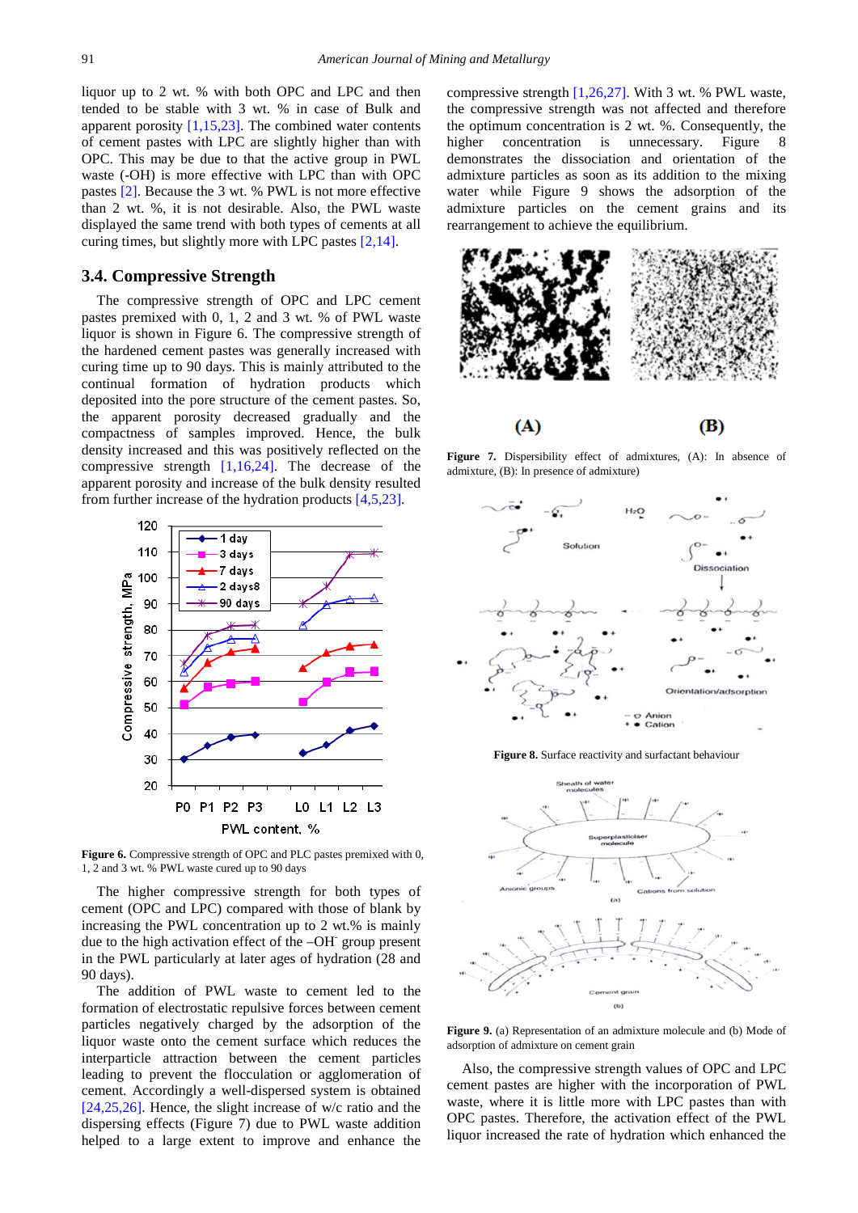liquor up to 2 wt. % with both OPC and LPC and then tended to be stable with 3 wt. % in case of Bulk and apparent porosity [1,15,23]. The combined water contents of cement pastes with LPC are slightly higher than with OPC. This may be due to that the active group in PWL waste (-OH) is more effective with LPC than with OPC pastes [2]. Because the 3 wt. % PWL is not more effective than 2 wt. %, it is not desirable. Also, the PWL waste displayed the same trend with both types of cements at all curing times, but slightly more with LPC pastes [2,14].

### 3.4. Compressive Strength

The compressive strength of OPC and LPC cement pastes premixed with 0, 1, 2 and 3 wt. % of PWL waste liquor is shown in Figure 6. The compressive strength of the hardened cement pastes was generally increased with curing time up to 90 days. This is mainly attributed to the continual formation of hydration products which deposited into the pore structure of the cement pastes. So, the apparent porosity decreased gradually and the compactness of samples improved. Hence, the bulk density increased and this was positively reflected on the compressive strength [1,16,24]. The decrease of the apparent porosity and increase of the bulk density resulted from further increase of the hydration products [4,5,23].

Figure 6. Compressive strength of OPC and PLC pastes premixed with 0, 1, 2 and 3 wt. % PWL waste cured up to 90 days

The higher compressive strength for both types of cement (OPC and LPC) compared with those of blank by increasing the PWL concentration up to 2 wt.% is mainly due to the high activation effect of the $-OH^{-}$ group present in the PWL particularly at later ages of hydration (28 and 90 days).

The addition of PWL waste to cement led to the formation of electrostatic repulsive forces between cement particles negatively charged by the adsorption of the liquor waste onto the cement surface which reduces the interparticle attraction between the cement particles leading to prevent the flocculation or agglomeration of cement. Accordingly a well-dispersed system is obtained [24,25,26]. Hence, the slight increase of w/c ratio and the dispersing effects (Figure 7) due to PWL waste addition helped to a large extent to improve and enhance the compressive strength [1,26,27]. With 3 wt. % PWL waste, the compressive strength was not affected and therefore the optimum concentration is 2 wt. %. Consequently, the higher concentration is unnecessary. Figure 8 demonstrates the dissociation and orientation of the admixture particles as soon as its addition to the mixing water while Figure 9 shows the adsorption of the admixture particles on the cement grains and its rearrangement to achieve the equilibrium.

Figure 7. Dispersibility effect of admixtures, (A): In absence of admixture, (B): In presence of admixture)

Figure 8. Surface reactivity and surfactant behaviour

Figure 9. (a) Representation of an admixture molecule and (b) Mode of adsorption of admixture on cement grain

Also, the compressive strength values of OPC and LPC cement pastes are higher with the incorporation of PWL waste, where it is little more with LPC pastes than with OPC pastes. Therefore, the activation effect of the PWL liquor increased the rate of hydration which enhanced the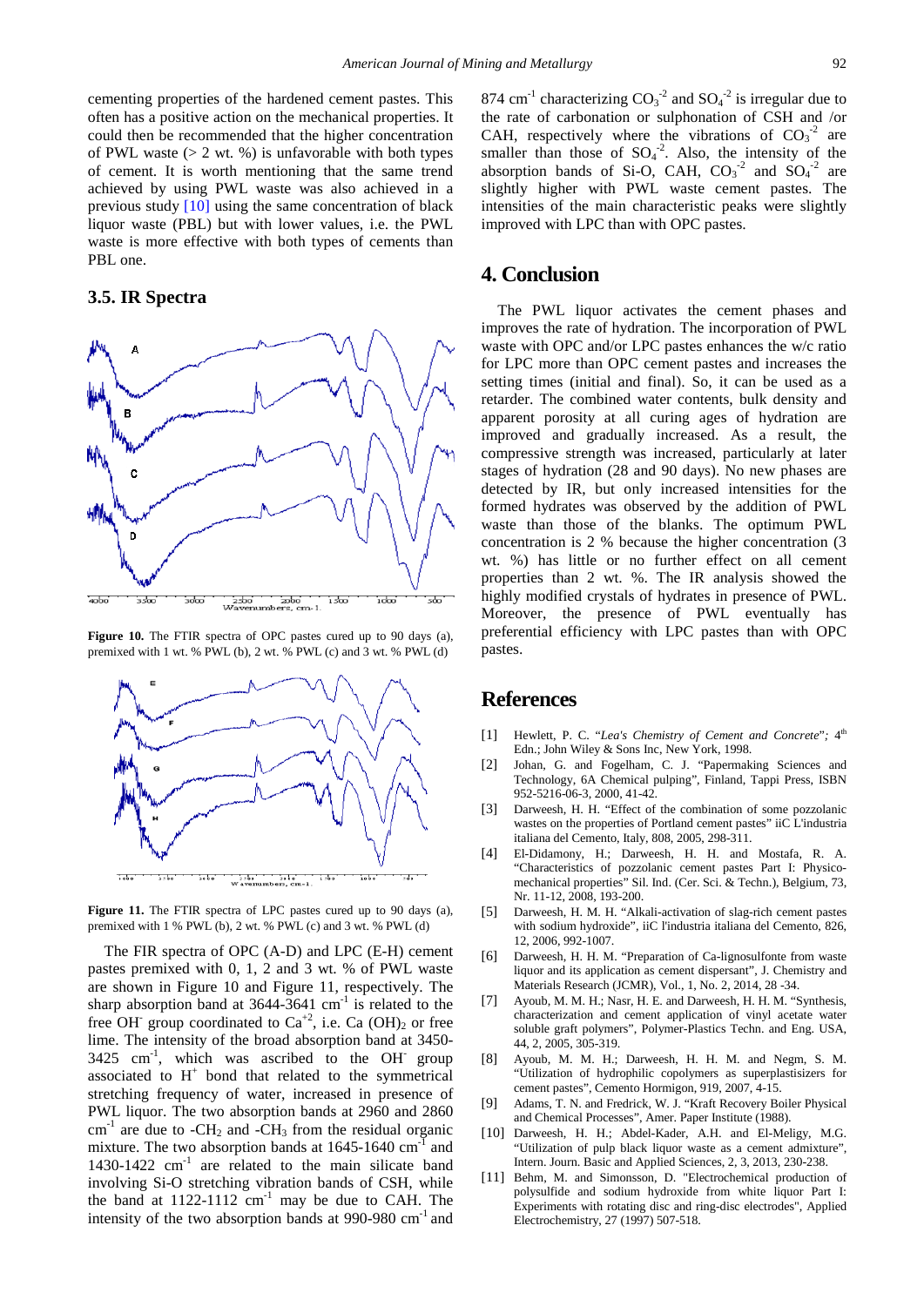cementing properties of the hardened cement pastes. This often has a positive action on the mechanical properties. It could then be recommended that the higher concentration of PWL waste (> 2 wt. %) is unfavorable with both types of cement. It is worth mentioning that the same trend achieved by using PWL waste was also achieved in a previous study [10] using the same concentration of black liquor waste (PBL) but with lower values, i.e. the PWL waste is more effective with both types of cements than PBL one.

### 3.5. IR Spectra

**Figure 10.** The FTIR spectra of OPC pastes cured up to 90 days (a), premixed with 1 wt. % PWL (b), 2 wt. % PWL (c) and 3 wt. % PWL (d)

**Figure 11.** The FTIR spectra of LPC pastes cured up to 90 days (a), premixed with 1 % PWL (b), 2 wt. % PWL (c) and 3 wt. % PWL (d)

The FIR spectra of OPC (A-D) and LPC (E-H) cement pastes premixed with 0, 1, 2 and 3 wt. % of PWL waste are shown in Figure 10 and Figure 11, respectively. The sharp absorption band at 3644-3641 $cm^{-1}$ is related to the free $OH^-$ group coordinated to $Ca^{+2}$, i.e. $Ca(OH)_2$ or free lime. The intensity of the broad absorption band at 3450-3425 $cm^{-1}$, which was ascribed to the $OH^-$ group associated to $H^+$ bond that related to the symmetrical stretching frequency of water, increased in presence of PWL liquor. The two absorption bands at 2960 and 2860 $cm^{-1}$ are due to $-CH_2$ and $-CH_3$ from the residual organic mixture. The two absorption bands at 1645-1640 $cm^{-1}$ and 1430-1422 $cm^{-1}$ are related to the main silicate band involving Si-O stretching vibration bands of CSH, while the band at 1122-1112 $cm^{-1}$ may be due to CAH. The intensity of the two absorption bands at 990-980 $cm^{-1}$ and 874 $cm^{-1}$ characterizing $CO_3^{-2}$ and $SO_4^{-2}$ is irregular due to the rate of carbonation or sulphonation of CSH and /or CAH, respectively where the vibrations of $CO_3^{-2}$ are smaller than those of $SO_4^{-2}$. Also, the intensity of the absorption bands of Si-O, CAH, $CO_3^{-2}$ and $SO_4^{-2}$ are slightly higher with PWL waste cement pastes. The intensities of the main characteristic peaks were slightly improved with LPC than with OPC pastes.

## 4. Conclusion

The PWL liquor activates the cement phases and improves the rate of hydration. The incorporation of PWL waste with OPC and/or LPC pastes enhances the w/c ratio for LPC more than OPC cement pastes and increases the setting times (initial and final). So, it can be used as a retarder. The combined water contents, bulk density and apparent porosity at all curing ages of hydration are improved and gradually increased. As a result, the compressive strength was increased, particularly at later stages of hydration (28 and 90 days). No new phases are detected by IR, but only increased intensities for the formed hydrates was observed by the addition of PWL waste than those of the blanks. The optimum PWL concentration is 2 % because the higher concentration (3 wt. %) has little or no further effect on all cement properties than 2 wt. %. The IR analysis showed the highly modified crystals of hydrates in presence of PWL. Moreover, the presence of PWL eventually has preferential efficiency with LPC pastes than with OPC pastes.

## References

[1] Hewlett, P. C. "*Lea's Chemistry of Cement and Concrete*"; 4th Edn.; John Wiley & Sons Inc, New York, 1998.

[2] Johan, G. and Fogelham, C. J. "Papermaking Sciences and Technology, 6A Chemical pulping", Finland, Tappi Press, ISBN 952-5216-06-3, 2000, 41-42.

[3] Darweesh, H. H. "Effect of the combination of some pozzolanic wastes on the properties of Portland cement pastes" iiC L'industria italiana del Cemento, Italy, 808, 2005, 298-311.

[4] El-Didamony, H.; Darweesh, H. H. and Mostafa, R. A. "Characteristics of pozzolanic cement pastes Part I: Physico-mechanical properties" Sil. Ind. (Cer. Sci. & Techn.), Belgium, 73, Nr. 11-12, 2008, 193-200.

[5] Darweesh, H. M. H. "Alkali-activation of slag-rich cement pastes with sodium hydroxide", iiC l'industria italiana del Cemento, 826, 12, 2006, 992-1007.

[6] Darweesh, H. H. M. "Preparation of Ca-lignosulfonte from waste liquor and its application as cement dispersant", J. Chemistry and Materials Research (JCMR), Vol., 1, No. 2, 2014, 28 -34.

[7] Ayoub, M. M. H.; Nasr, H. E. and Darweesh, H. H. M. "Synthesis, characterization and cement application of vinyl acetate water soluble graft polymers", Polymer-Plastics Techn. and Eng. USA, 44, 2, 2005, 305-319.

[8] Ayoub, M. M. H.; Darweesh, H. H. M. and Negm, S. M. "Utilization of hydrophilic copolymers as superplastisizers for cement pastes", Cemento Hormigon, 919, 2007, 4-15.

[9] Adams, T. N. and Fredrick, W. J. "Kraft Recovery Boiler Physical and Chemical Processes", Amer. Paper Institute (1988).

[10] Darweesh, H. H.; Abdel-Kader, A.H. and El-Meligy, M.G. "Utilization of pulp black liquor waste as a cement admixture", Intern. Journ. Basic and Applied Sciences, 2, 3, 2013, 230-238.

[11] Behm, M. and Simonsson, D. "Electrochemical production of polysulfide and sodium hydroxide from white liquor Part I: Experiments with rotating disc and ring-disc electrodes", Applied Electrochemistry, 27 (1997) 507-518.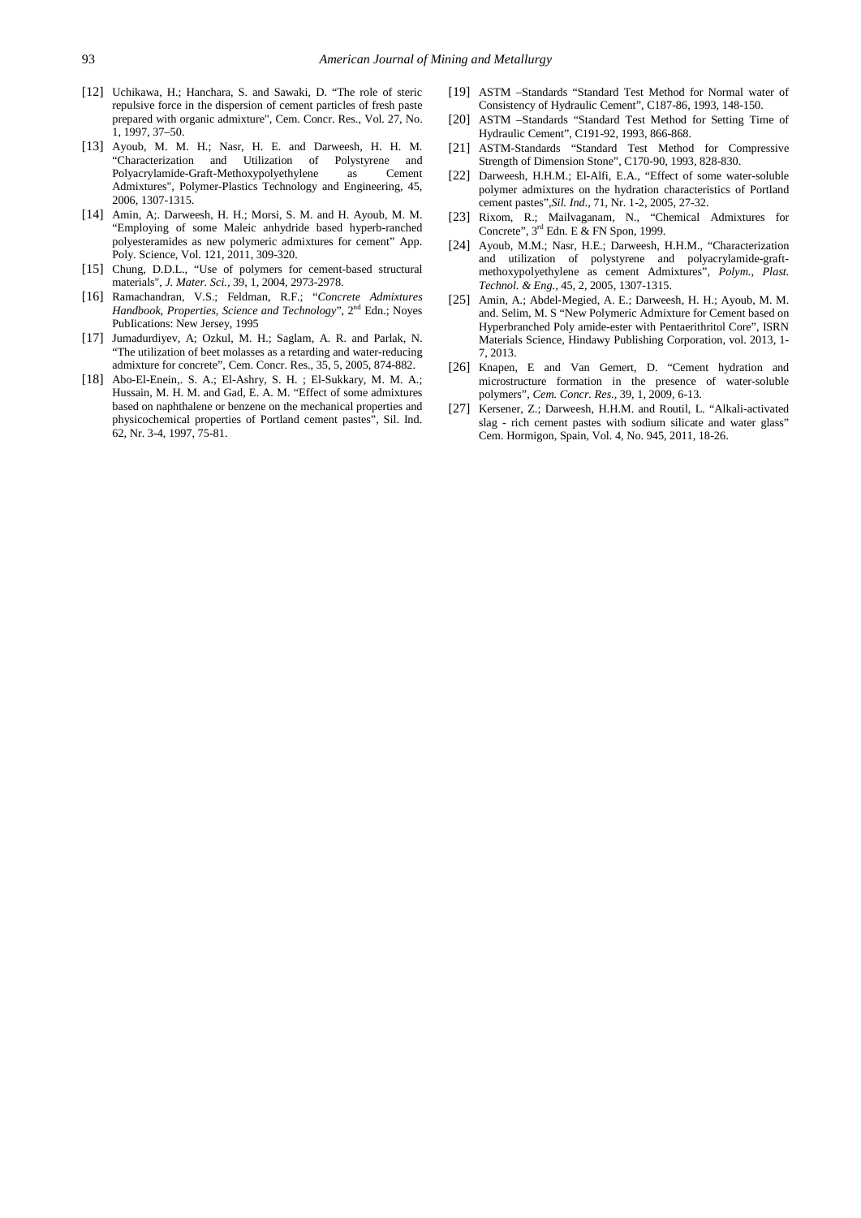[12] Uchikawa, H.; Hanchara, S. and Sawaki, D. "The role of steric repulsive force in the dispersion of cement particles of fresh paste prepared with organic admixture", Cem. Concr. Res., Vol. 27, No. 1, 1997, 37–50.

[13] Ayoub, M. M. H.; Nasr, H. E. and Darweesh, H. H. M. "Characterization and Utilization of Polystyrene and Polyacrylamide-Graft-Methoxypolyethylene as Cement Admixtures", Polymer-Plastics Technology and Engineering, 45, 2006, 1307-1315.

[14] Amin, A;. Darweesh, H. H.; Morsi, S. M. and H. Ayoub, M. M. "Employing of some Maleic anhydride based hyperb-ranched polyesteramides as new polymeric admixtures for cement" App. Poly. Science, Vol. 121, 2011, 309-320.

[15] Chung, D.D.L., "Use of polymers for cement-based structural materials", *J. Mater. Sci.*, 39, 1, 2004, 2973-2978.

[16] Ramachandran, V.S.; Feldman, R.F.; "*Concrete Admixtures Handbook, Properties, Science and Technology*", 2nd Edn.; Noyes Publications: New Jersey, 1995

[17] Jumadurdiyev, A; Ozkul, M. H.; Saglam, A. R. and Parlak, N. "The utilization of beet molasses as a retarding and water-reducing admixture for concrete", Cem. Concr. Res., 35, 5, 2005, 874-882.

[18] Abo-El-Enein,. S. A.; El-Ashry, S. H. ; El-Sukkary, M. M. A.; Hussain, M. H. M. and Gad, E. A. M. "Effect of some admixtures based on naphthalene or benzene on the mechanical properties and physicochemical properties of Portland cement pastes", Sil. Ind. 62, Nr. 3-4, 1997, 75-81.

[19] ASTM –Standards "Standard Test Method for Normal water of Consistency of Hydraulic Cement", C187-86, 1993, 148-150.

[20] ASTM –Standards "Standard Test Method for Setting Time of Hydraulic Cement", C191-92, 1993, 866-868.

[21] ASTM-Standards "Standard Test Method for Compressive Strength of Dimension Stone", C170-90, 1993, 828-830.

[22] Darweesh, H.H.M.; El-Alfi, E.A., "Effect of some water-soluble polymer admixtures on the hydration characteristics of Portland cement pastes",*Sil. Ind.*, 71, Nr. 1-2, 2005, 27-32.

[23] Rixom, R.; Mailvaganam, N., "Chemical Admixtures for Concrete", 3rd Edn. E & FN Spon, 1999.

[24] Ayoub, M.M.; Nasr, H.E.; Darweesh, H.H.M., "Characterization and utilization of polystyrene and polyacrylamide-graft-methoxypolyethylene as cement Admixtures", *Polym., Plast. Technol. & Eng.*, 45, 2, 2005, 1307-1315.

[25] Amin, A.; Abdel-Megied, A. E.; Darweesh, H. H.; Ayoub, M. M. and. Selim, M. S "New Polymeric Admixture for Cement based on Hyperbranched Poly amide-ester with Pentaerithritol Core", ISRN Materials Science, Hindawy Publishing Corporation, vol. 2013, 1-7, 2013.

[26] Knapen, E and Van Gemert, D. "Cement hydration and microstructure formation in the presence of water-soluble polymers", *Cem. Concr. Res.*, 39, 1, 2009, 6-13.

[27] Kersener, Z.; Darweesh, H.H.M. and Routil, L. "Alkali-activated slag - rich cement pastes with sodium silicate and water glass" Cem. Hormigon, Spain, Vol. 4, No. 945, 2011, 18-26.